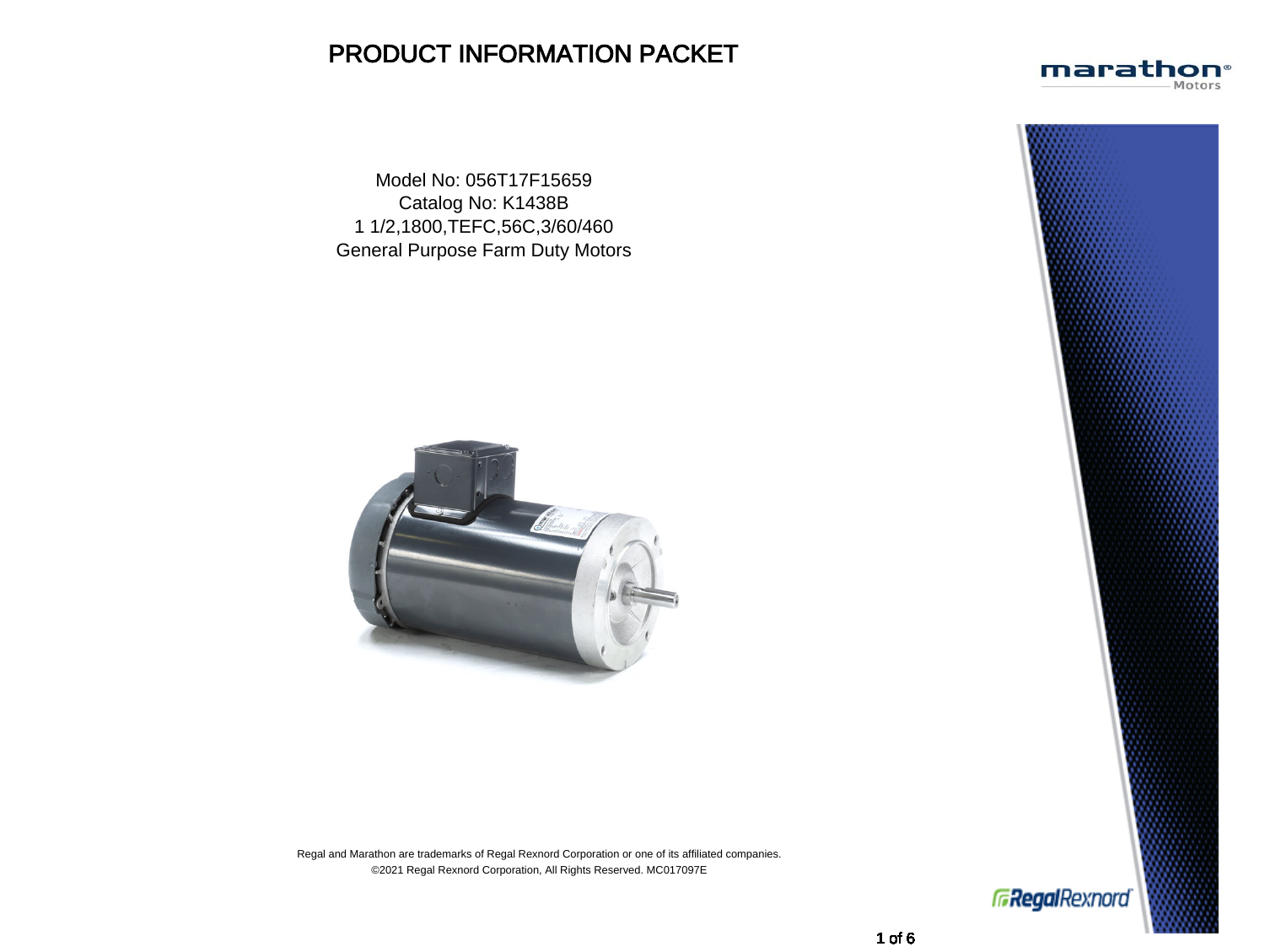# PRODUCT INFORMATION PACKET

Model No: 056T17F15659
Catalog No: K1438B
1 1/2,1800,TEFC,56C,3/60/460
General Purpose Farm Duty Motors

Regal and Marathon are trademarks of Regal Rexnord Corporation or one of its affiliated companies.
©2021 Regal Rexnord Corporation, All Rights Reserved. MC017097E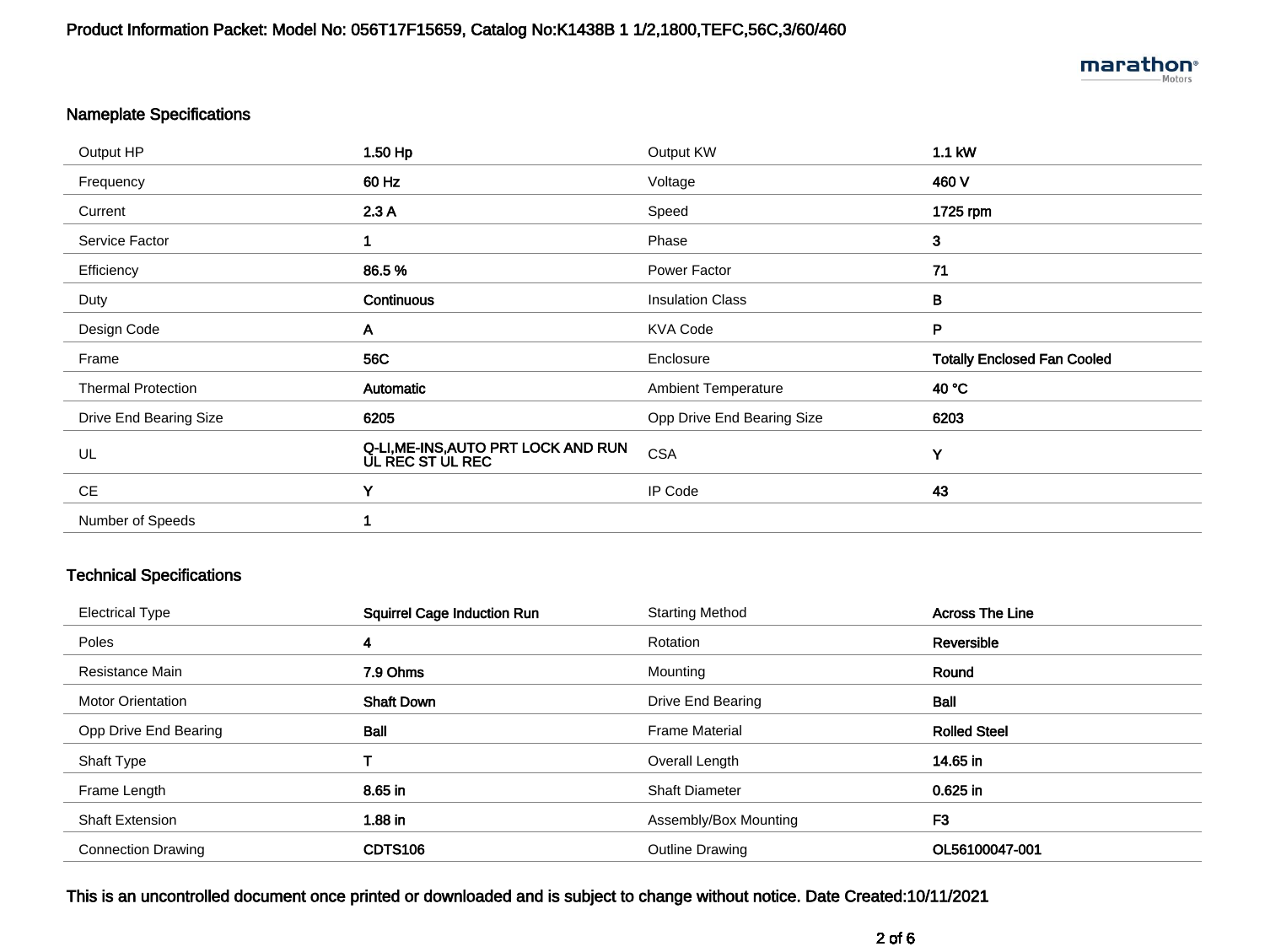Product Information Packet: Model No: 056T17F15659, Catalog No:K1438B 1 1/2,1800,TEFC,56C,3/60/460

## Nameplate Specifications

| | | | |
|---|---|---|---|
| Output HP | 1.50 Hp | Output KW | 1.1 kW |
| Frequency | 60 Hz | Voltage | 460 V |
| Current | 2.3 A | Speed | 1725 rpm |
| Service Factor | 1 | Phase | 3 |
| Efficiency | 86.5 % | Power Factor | 71 |
| Duty | Continuous | Insulation Class | B |
| Design Code | A | KVA Code | P |
| Frame | 56C | Enclosure | Totally Enclosed Fan Cooled |
| Thermal Protection | Automatic | Ambient Temperature | 40 °C |
| Drive End Bearing Size | 6205 | Opp Drive End Bearing Size | 6203 |
| UL | Q-LI,ME-INS,AUTO PRT LOCK AND RUN UL REC ST UL REC | CSA | Y |
| CE | Y | IP Code | 43 |
| Number of Speeds | 1 | | |

## Technical Specifications

| | | | |
|---|---|---|---|
| Electrical Type | Squirrel Cage Induction Run | Starting Method | Across The Line |
| Poles | 4 | Rotation | Reversible |
| Resistance Main | 7.9 Ohms | Mounting | Round |
| Motor Orientation | Shaft Down | Drive End Bearing | Ball |
| Opp Drive End Bearing | Ball | Frame Material | Rolled Steel |
| Shaft Type | T | Overall Length | 14.65 in |
| Frame Length | 8.65 in | Shaft Diameter | 0.625 in |
| Shaft Extension | 1.88 in | Assembly/Box Mounting | F3 |
| Connection Drawing | CDTS106 | Outline Drawing | OL56100047-001 |

This is an uncontrolled document once printed or downloaded and is subject to change without notice. Date Created:10/11/2021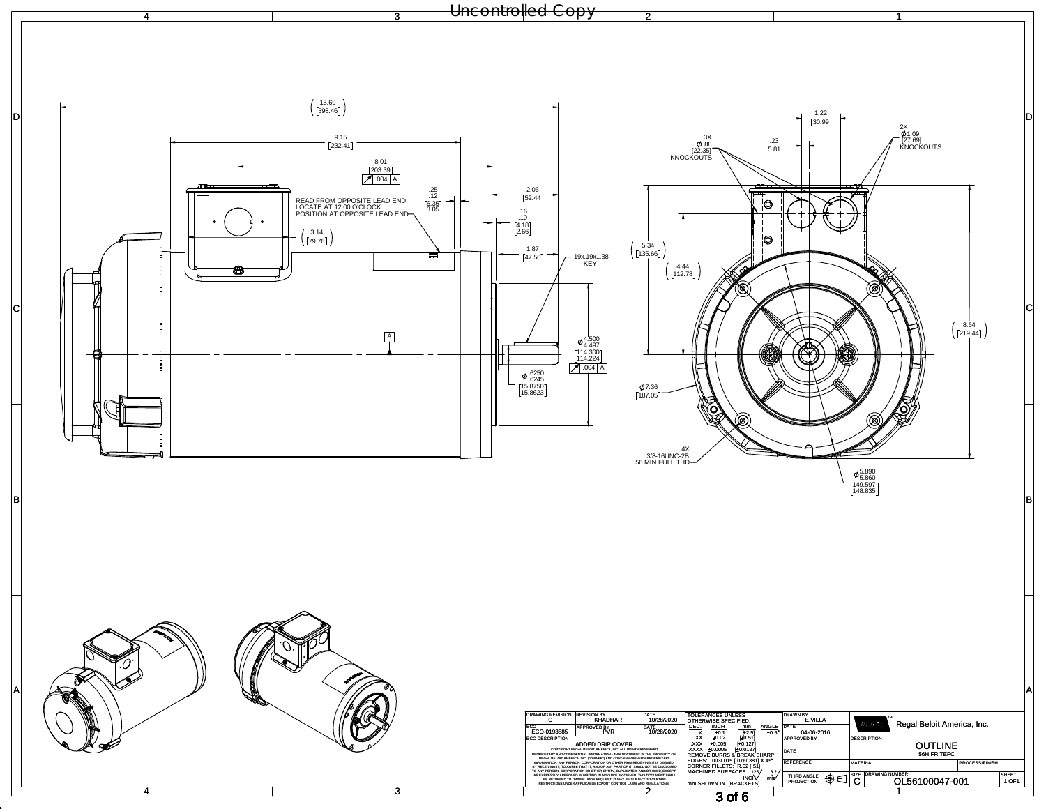Uncontrolled Copy

**Dimensions (inches [mm]):**

- (15.69) [398.46]
- 9.15 [232.41]
- 8.01 [203.39] — .004 A
- .25 / .12 [6.35] [3.05]
- READ FROM OPPOSITE LEAD END LOCATE AT 12:00 O'CLOCK POSITION AT OPPOSITE LEAD END
- (3.14) [79.76]
- 2.06 [52.44]
- .16 / .10 [4.18] [2.66]
- 1.87 [47.50]
- .19x.19x1.38 KEY
- Ø4.500 / 4.497 [114.300] [114.224] — .004 A
- Ø.6250 / .6245 [15.8750] [15.8623]
- A
- 1.22 [30.99]
- 3X Ø.88 [22.35] KNOCKOUTS
- .23 [5.81]
- 2X Ø1.09 [27.69] KNOCKOUTS
- (5.34) [135.66]
- (4.44) [112.78]
- (8.64) [219.44]
- Ø7.36 [187.05]
- 4X 3/8-16UNC-2B .56 MIN.FULL THD
- Ø5.890 / 5.860 [149.597] [148.835]

| DRAWING REVISION | REVISION BY | DATE |
|---|---|---|
| C | KHADHAR | 10/28/2020 |
| ECO | APPROVED BY | DATE |
| ECO-0193885 | PVR | 10/28/2020 |
| ECO DESCRIPTION | | |
| ADDED DRIP COVER | | |

COPYRIGHT REGAL BELOIT AMERICA, INC. ALL RIGHTS RESERVED. PROPRIETARY AND CONFIDENTIAL INFORMATION - THIS DOCUMENT IS THE PROPERTY OF REGAL BELOIT AMERICA, INC. ("OWNER") AND CONTAINS OWNER'S PROPRIETARY INFORMATION. ANY PERSON, CORPORATION OR OTHER FIRM RECEIVING IT IS DEEMED, BY RECEIVING IT, TO AGREE THAT IT, AND/OR ANY PART OF IT, SHALL NOT BE DISCLOSED TO ANY PERSON, CORPORATION OR OTHER ENTITY, DUPLICATED, AND/OR USED, EXCEPT AS EXPRESSLY APPROVED IN WRITING IN ADVANCE BY OWNER. THIS DOCUMENT SHALL BE RETURNED TO OWNER UPON REQUEST. IT MAY BE SUBJECT TO CERTAIN RESTRICTIONS UNDER APPLICABLE EXPORT CONTROL LAWS AND REGULATIONS.

TOLERANCES UNLESS OTHERWISE SPECIFIED:

| DEC. | INCH | mm | ANGLE |
|---|---|---|---|
| .X | ±0.1 | [±2.5] | ±0.5° |
| .XX | ±0.02 | [±0.51] | |
| .XXX | ±0.005 | [±0.127] | |
| .XXXX | ±0.0005 | [±0.0127] | |

REMOVE BURRS & BREAK SHARP EDGES: .003/.015 [.076/.381] X 45°
CORNER FILLETS: R.02 [.51]
MACHINED SURFACES: 125 INCH / 3.2 mm
mm SHOWN IN [BRACKETS]

| DRAWN BY | E.VILLA |
|---|---|
| DATE | 04-06-2016 |
| APPROVED BY | |
| DATE | |
| REFERENCE | |
| THIRD ANGLE PROJECTION | |

Regal Beloit America, Inc.

| DESCRIPTION | | |
|---|---|---|
| OUTLINE 56H FR,TEFC | | |
| MATERIAL | | PROCESS/FINISH |
| SIZE: C | DRAWING NUMBER: OL56100047-001 | SHEET: 1 OF1 |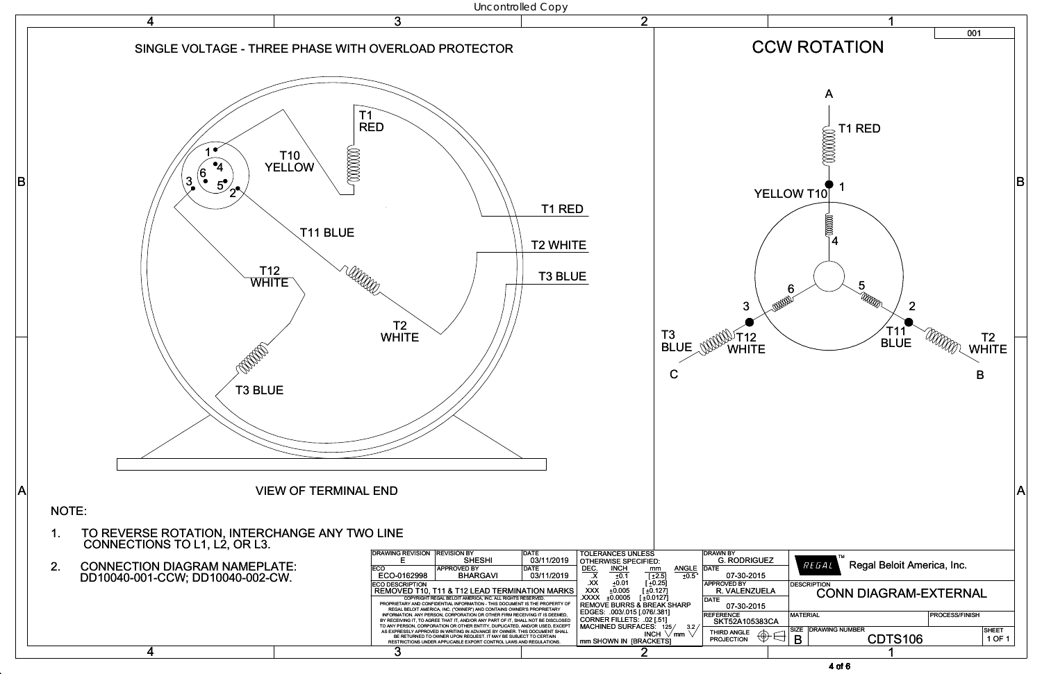Uncontrolled Copy

# SINGLE VOLTAGE - THREE PHASE WITH OVERLOAD PROTECTOR

T1 RED

T10 YELLOW

1 4 6 3 5 2

T1 RED

T2 WHITE

T3 BLUE

T11 BLUE

T12 WHITE

T2 WHITE

T3 BLUE

VIEW OF TERMINAL END

## CCW ROTATION

001

A

T1 RED

1

YELLOW T10

4

6

5

3

2

T3 BLUE

T12 WHITE

T11 BLUE

T2 WHITE

C

B

NOTE:

1. TO REVERSE ROTATION, INTERCHANGE ANY TWO LINE CONNECTIONS TO L1, L2, OR L3.
2. CONNECTION DIAGRAM NAMEPLATE: DD10040-001-CCW; DD10040-002-CW.

| DRAWING REVISION | REVISION BY | DATE |
|---|---|---|
| E | SHESHI | 03/11/2019 |
| ECO | APPROVED BY | DATE |
| ECO-0162998 | BHARGAVI | 03/11/2019 |
| ECO DESCRIPTION | | |
| REMOVED T10, T11 & T12 LEAD TERMINATION MARKS | | |

COPYRIGHT REGAL BELOIT AMERICA, INC. ALL RIGHTS RESERVED.
PROPRIETARY AND CONFIDENTIAL INFORMATION - THIS DOCUMENT IS THE PROPERTY OF REGAL BELOIT AMERICA, INC. ("OWNER") AND CONTAINS OWNER'S PROPRIETARY INFORMATION. ANY PERSON, CORPORATION OR OTHER FIRM RECEIVING IT IS DEEMED, BY RECEIVING IT, TO AGREE THAT IT, AND/OR ANY PART OF IT, SHALL NOT BE DISCLOSED TO ANY OTHER PERSON, CORPORATION OR OTHER ENTITY, DUPLICATED, AND/OR USED, EXCEPT AS EXPRESSLY APPROVED IN WRITING IN ADVANCE BY OWNER. THIS DOCUMENT SHALL BE RETURNED TO OWNER UPON REQUEST. IT MAY BE SUBJECT TO CERTAIN RESTRICTIONS UNDER APPLICABLE EXPORT CONTROL LAWS AND REGULATIONS.

TOLERANCES UNLESS OTHERWISE SPECIFIED:

| DEC. | INCH | mm | ANGLE |
|---|---|---|---|
| .X | ±0.1 | [±2.5] | ±0.5° |
| .XX | ±0.01 | [±0.25] | |
| .XXX | ±0.005 | [±0.127] | |
| .XXXX | ±0.0005 | [±0.0127] | |

REMOVE BURRS & BREAK SHARP EDGES: .003/.015 [.076/.381]
CORNER FILLETS: .02 [.51]
MACHINED SURFACES: 125 INCH / 3.2 mm
mm SHOWN IN [BRACKETS]

| DRAWN BY | G. RODRIGUEZ |
|---|---|
| DATE | 07-30-2015 |
| APPROVED BY | R. VALENZUELA |
| DATE | 07-30-2015 |
| REFERENCE | SKT52A105383CA |
| THIRD ANGLE PROJECTION | |

REGAL™ Regal Beloit America, Inc.

| DESCRIPTION | | |
|---|---|---|
| CONN DIAGRAM-EXTERNAL | | |
| MATERIAL | PROCESS/FINISH | |
| SIZE: B | DRAWING NUMBER: CDTS106 | SHEET: 1 OF 1 |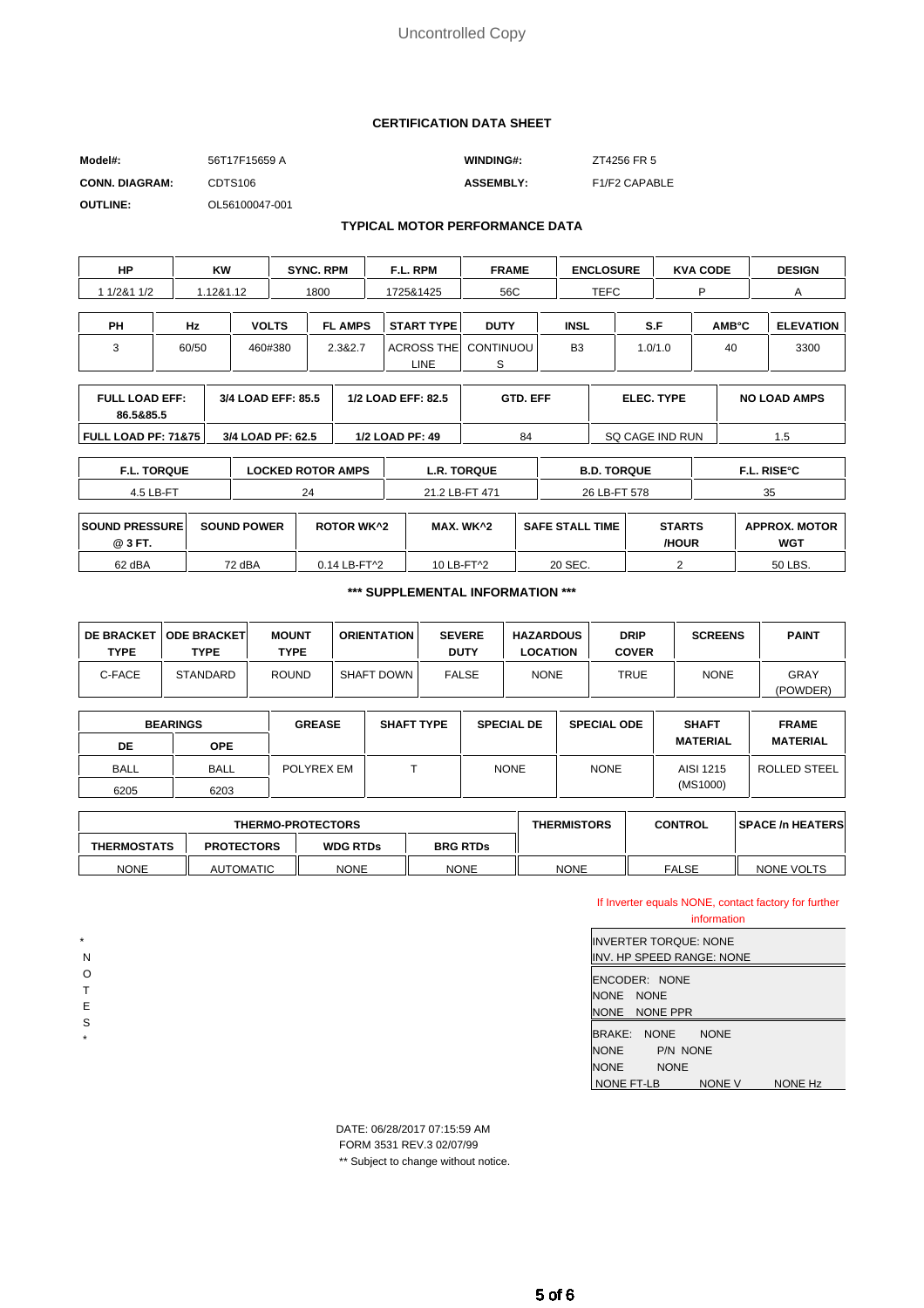Uncontrolled Copy

## CERTIFICATION DATA SHEET

| | | | |
|---|---|---|---|
| **Model#:** | 56T17F15659 A | **WINDING#:** | ZT4256 FR 5 |
| **CONN. DIAGRAM:** | CDTS106 | **ASSEMBLY:** | F1/F2 CAPABLE |
| **OUTLINE:** | OL56100047-001 | | |

### TYPICAL MOTOR PERFORMANCE DATA

| HP | KW | SYNC. RPM | F.L. RPM | FRAME | ENCLOSURE | KVA CODE | DESIGN |
|---|---|---|---|---|---|---|---|
| 1 1/2&1 1/2 | 1.12&1.12 | 1800 | 1725&1425 | 56C | TEFC | P | A |

| PH | Hz | VOLTS | FL AMPS | START TYPE | DUTY | INSL | S.F | AMB°C | ELEVATION |
|---|---|---|---|---|---|---|---|---|---|
| 3 | 60/50 | 460#380 | 2.3&2.7 | ACROSS THE LINE | CONTINUOUS | B3 | 1.0/1.0 | 40 | 3300 |

| FULL LOAD EFF: 86.5&85.5 | 3/4 LOAD EFF: 85.5 | 1/2 LOAD EFF: 82.5 | GTD. EFF | ELEC. TYPE | NO LOAD AMPS |
|---|---|---|---|---|---|
| **FULL LOAD PF: 71&75** | **3/4 LOAD PF: 62.5** | **1/2 LOAD PF: 49** | 84 | SQ CAGE IND RUN | 1.5 |

| F.L. TORQUE | LOCKED ROTOR AMPS | L.R. TORQUE | B.D. TORQUE | F.L. RISE°C |
|---|---|---|---|---|
| 4.5 LB-FT | 24 | 21.2 LB-FT 471 | 26 LB-FT 578 | 35 |

| SOUND PRESSURE @ 3 FT. | SOUND POWER | ROTOR WK^2 | MAX. WK^2 | SAFE STALL TIME | STARTS /HOUR | APPROX. MOTOR WGT |
|---|---|---|---|---|---|---|
| 62 dBA | 72 dBA | 0.14 LB-FT^2 | 10 LB-FT^2 | 20 SEC. | 2 | 50 LBS. |

### *** SUPPLEMENTAL INFORMATION ***

| DE BRACKET TYPE | ODE BRACKET TYPE | MOUNT TYPE | ORIENTATION | SEVERE DUTY | HAZARDOUS LOCATION | DRIP COVER | SCREENS | PAINT |
|---|---|---|---|---|---|---|---|---|
| C-FACE | STANDARD | ROUND | SHAFT DOWN | FALSE | NONE | TRUE | NONE | GRAY (POWDER) |

| BEARINGS | | GREASE | SHAFT TYPE | SPECIAL DE | SPECIAL ODE | SHAFT MATERIAL | FRAME MATERIAL |
|---|---|---|---|---|---|---|---|
| DE | OPE | | | | | | |
| BALL | BALL | POLYREX EM | T | NONE | NONE | AISI 1215 (MS1000) | ROLLED STEEL |
| 6205 | 6203 | | | | | | |

| THERMO-PROTECTORS | | | | THERMISTORS | CONTROL | SPACE /n HEATERS |
|---|---|---|---|---|---|---|
| THERMOSTATS | PROTECTORS | WDG RTDs | BRG RTDs | | | |
| NONE | AUTOMATIC | NONE | NONE | NONE | FALSE | NONE VOLTS |

*NOTES*

If Inverter equals NONE, contact factory for further information

INVERTER TORQUE: NONE
INV. HP SPEED RANGE: NONE

ENCODER: NONE
NONE NONE
NONE NONE PPR

BRAKE: NONE NONE
NONE P/N NONE
NONE NONE
NONE FT-LB NONE V NONE Hz

DATE: 06/28/2017 07:15:59 AM
FORM 3531 REV.3 02/07/99
** Subject to change without notice.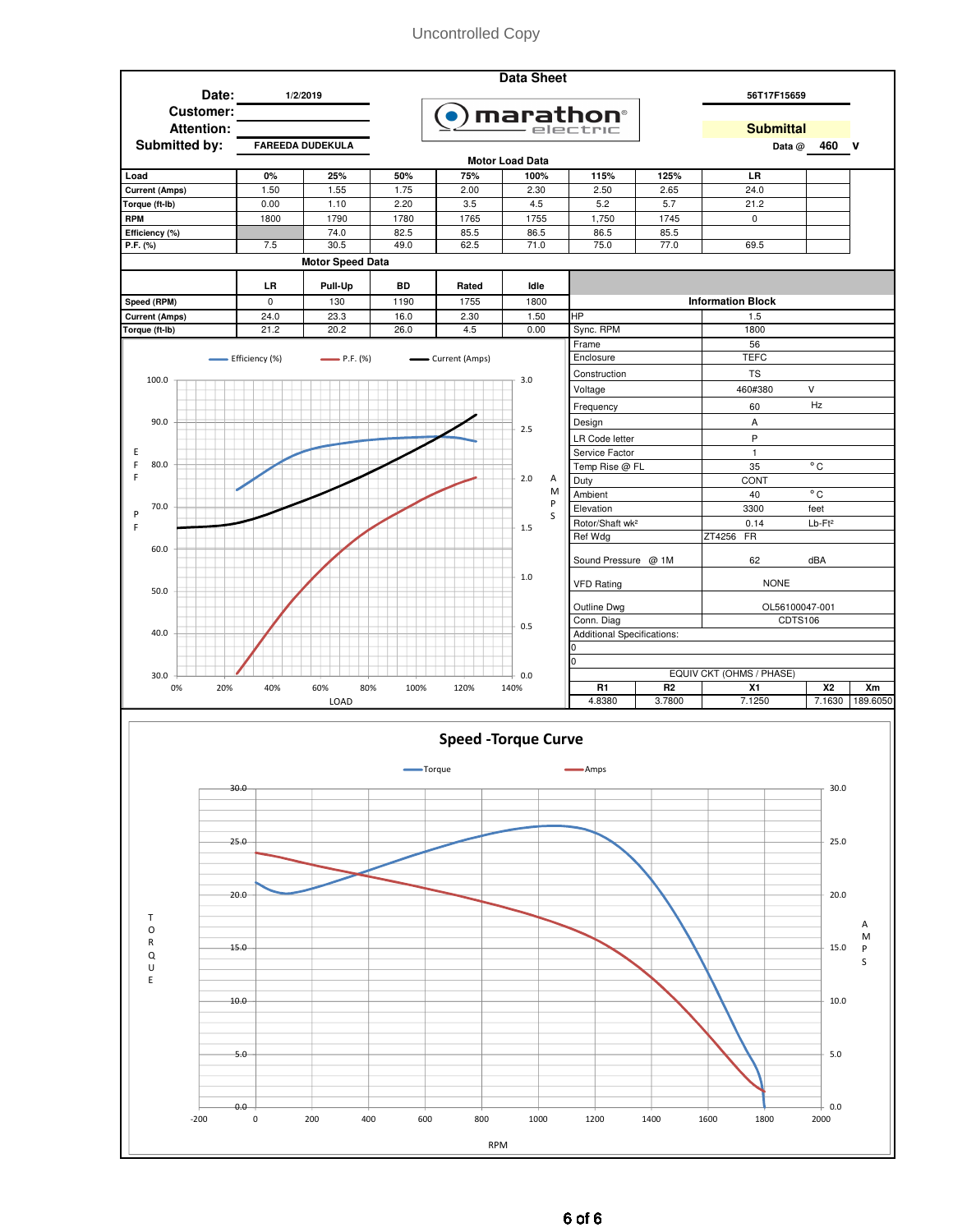Uncontrolled Copy

# Data Sheet

**Date:** 1/2/2019
**Customer:**
**Attention:**
**Submitted by:** FAREEDA DUDEKULA

marathon electric

56T17F15659

**Submittal**

Data @ 460 V

## Motor Load Data

| Load | 0% | 25% | 50% | 75% | 100% | 115% | 125% | LR |
|---|---|---|---|---|---|---|---|---|
| Current (Amps) | 1.50 | 1.55 | 1.75 | 2.00 | 2.30 | 2.50 | 2.65 | 24.0 |
| Torque (ft-lb) | 0.00 | 1.10 | 2.20 | 3.5 | 4.5 | 5.2 | 5.7 | 21.2 |
| RPM | 1800 | 1790 | 1780 | 1765 | 1755 | 1,750 | 1745 | 0 |
| Efficiency (%) | | 74.0 | 82.5 | 85.5 | 86.5 | 86.5 | 85.5 | |
| P.F. (%) | 7.5 | 30.5 | 49.0 | 62.5 | 71.0 | 75.0 | 77.0 | 69.5 |

## Motor Speed Data

| | LR | Pull-Up | BD | Rated | Idle |
|---|---|---|---|---|---|
| Speed (RPM) | 0 | 130 | 1190 | 1755 | 1800 |
| Current (Amps) | 24.0 | 23.3 | 16.0 | 2.30 | 1.50 |
| Torque (ft-lb) | 21.2 | 20.2 | 26.0 | 4.5 | 0.00 |

## Information Block

| | | |
|---|---|---|
| HP | 1.5 | |
| Sync. RPM | 1800 | |
| Frame | 56 | |
| Enclosure | TEFC | |
| Construction | TS | |
| Voltage | 460#380 | V |
| Frequency | 60 | Hz |
| Design | A | |
| LR Code letter | P | |
| Service Factor | 1 | |
| Temp Rise @ FL | 35 | °C |
| Duty | CONT | |
| Ambient | 40 | °C |
| Elevation | 3300 | feet |
| Rotor/Shaft wk² | 0.14 | Lb-Ft² |
| Ref Wdg | ZT4256 FR | |
| Sound Pressure @ 1M | 62 | dBA |
| VFD Rating | NONE | |
| Outline Dwg | OL56100047-001 | |
| Conn. Diag | CDTS106 | |

Additional Specifications:
0
0

EQUIV CKT (OHMS / PHASE)

| R1 | R2 | X1 | X2 | Xm |
|---|---|---|---|---|
| 4.8380 | 3.7800 | 7.1250 | 7.1630 | 189.6050 |

Efficiency (%) — P.F. (%) — Current (Amps)

EFF / PF: 100.0, 90.0, 80.0, 70.0, 60.0, 50.0, 40.0, 30.0

AMPS: 3.0, 2.5, 2.0, 1.5, 1.0, 0.5, 0.0

LOAD: 0%, 20%, 40%, 60%, 80%, 100%, 120%, 140%

## Speed -Torque Curve

Torque — Amps

TORQUE: 30.0, 25.0, 20.0, 15.0, 10.0, 5.0, 0.0

AMPS: 30.0, 25.0, 20.0, 15.0, 10.0, 5.0, 0.0

RPM: -200, 0, 200, 400, 600, 800, 1000, 1200, 1400, 1600, 1800, 2000